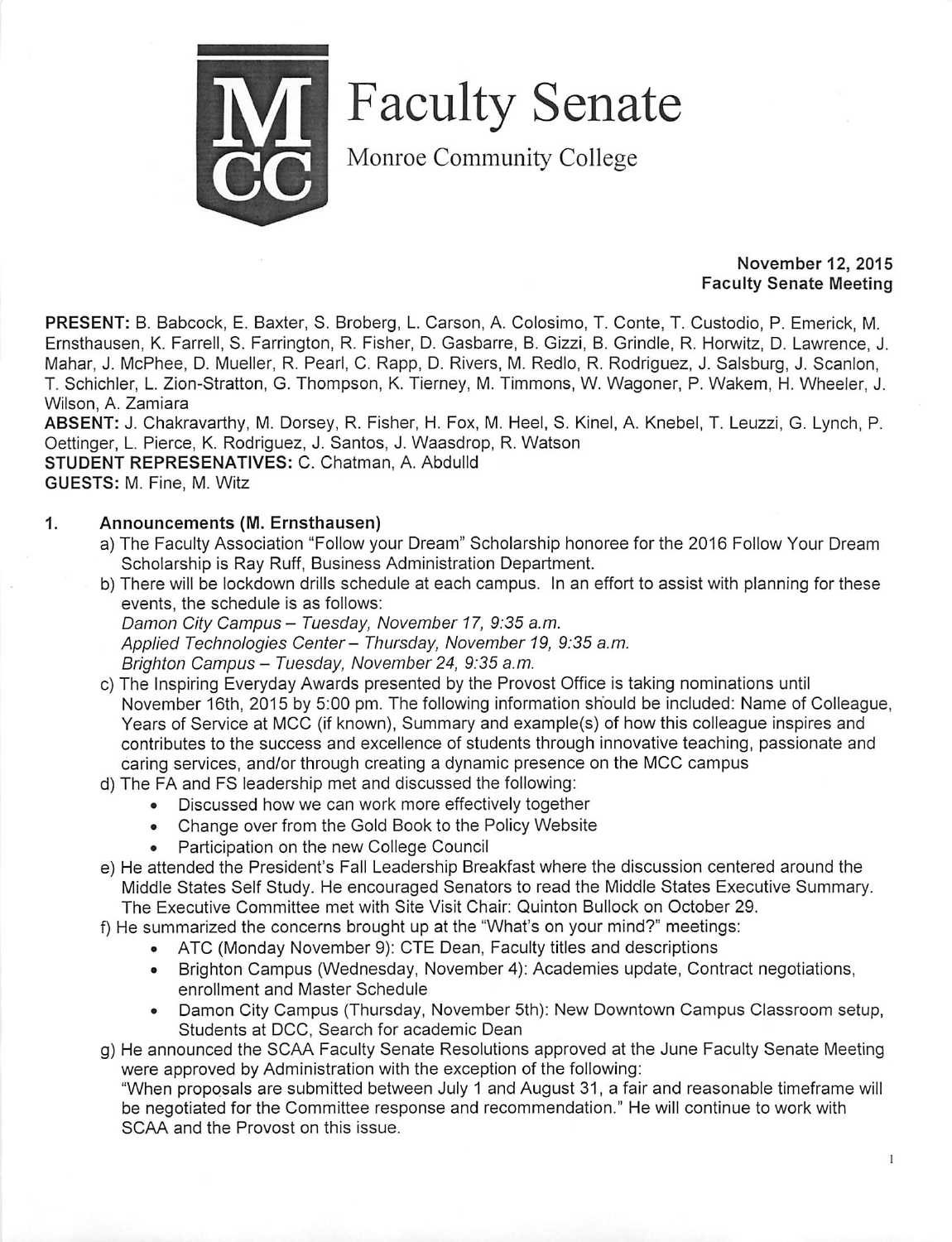# Faculty Senate

Monroe Community College

**November 12, 2015**
**Faculty Senate Meeting**

**PRESENT:** B. Babcock, E. Baxter, S. Broberg, L. Carson, A. Colosimo, T. Conte, T. Custodio, P. Emerick, M. Ernsthausen, K. Farrell, S. Farrington, R. Fisher, D. Gasbarre, B. Gizzi, B. Grindle, R. Horwitz, D. Lawrence, J. Mahar, J. McPhee, D. Mueller, R. Pearl, C. Rapp, D. Rivers, M. Redlo, R. Rodriguez, J. Salsburg, J. Scanlon, T. Schichler, L. Zion-Stratton, G. Thompson, K. Tierney, M. Timmons, W. Wagoner, P. Wakem, H. Wheeler, J. Wilson, A. Zamiara
**ABSENT:** J. Chakravarthy, M. Dorsey, R. Fisher, H. Fox, M. Heel, S. Kinel, A. Knebel, T. Leuzzi, G. Lynch, P. Oettinger, L. Pierce, K. Rodriguez, J. Santos, J. Waasdrop, R. Watson
**STUDENT REPRESENATIVES:** C. Chatman, A. Abdulld
**GUESTS:** M. Fine, M. Witz

1. **Announcements (M. Ernsthausen)**
   a) The Faculty Association "Follow your Dream" Scholarship honoree for the 2016 Follow Your Dream Scholarship is Ray Ruff, Business Administration Department.
   b) There will be lockdown drills schedule at each campus. In an effort to assist with planning for these events, the schedule is as follows:
   *Damon City Campus – Tuesday, November 17, 9:35 a.m.*
   *Applied Technologies Center – Thursday, November 19, 9:35 a.m.*
   *Brighton Campus – Tuesday, November 24, 9:35 a.m.*
   c) The Inspiring Everyday Awards presented by the Provost Office is taking nominations until November 16th, 2015 by 5:00 pm. The following information should be included: Name of Colleague, Years of Service at MCC (if known), Summary and example(s) of how this colleague inspires and contributes to the success and excellence of students through innovative teaching, passionate and caring services, and/or through creating a dynamic presence on the MCC campus
   d) The FA and FS leadership met and discussed the following:
      - Discussed how we can work more effectively together
      - Change over from the Gold Book to the Policy Website
      - Participation on the new College Council
   e) He attended the President's Fall Leadership Breakfast where the discussion centered around the Middle States Self Study. He encouraged Senators to read the Middle States Executive Summary. The Executive Committee met with Site Visit Chair: Quinton Bullock on October 29.
   f) He summarized the concerns brought up at the "What's on your mind?" meetings:
      - ATC (Monday November 9): CTE Dean, Faculty titles and descriptions
      - Brighton Campus (Wednesday, November 4): Academies update, Contract negotiations, enrollment and Master Schedule
      - Damon City Campus (Thursday, November 5th): New Downtown Campus Classroom setup, Students at DCC, Search for academic Dean
   g) He announced the SCAA Faculty Senate Resolutions approved at the June Faculty Senate Meeting were approved by Administration with the exception of the following:
   "When proposals are submitted between July 1 and August 31, a fair and reasonable timeframe will be negotiated for the Committee response and recommendation." He will continue to work with SCAA and the Provost on this issue.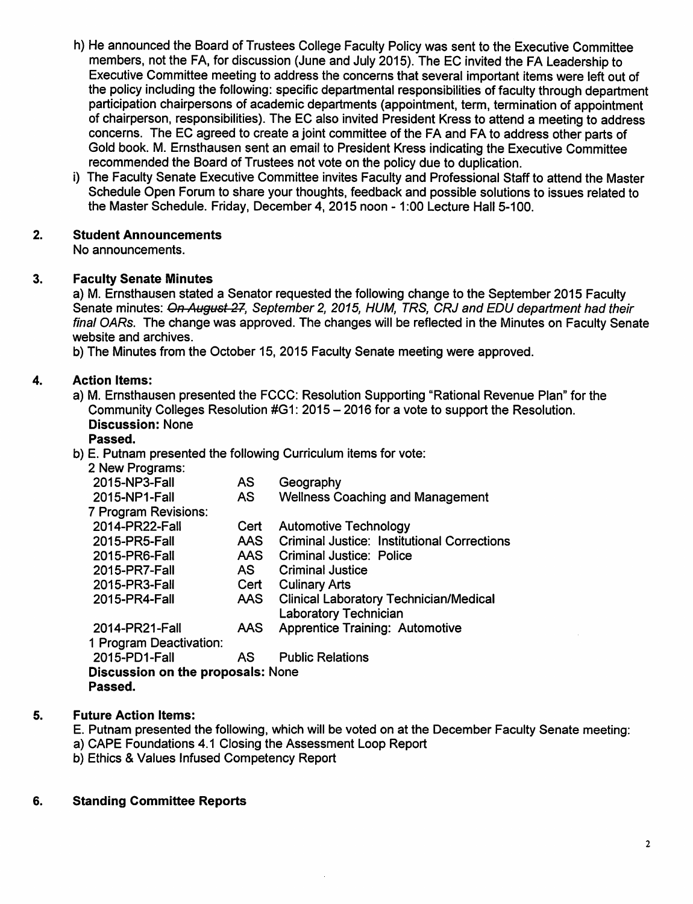h) He announced the Board of Trustees College Faculty Policy was sent to the Executive Committee members, not the FA, for discussion (June and July 2015). The EC invited the FA Leadership to Executive Committee meeting to address the concerns that several important items were left out of the policy including the following: specific departmental responsibilities of faculty through department participation chairpersons of academic departments (appointment, term, termination of appointment of chairperson, responsibilities). The EC also invited President Kress to attend a meeting to address concerns. The EC agreed to create a joint committee of the FA and FA to address other parts of Gold book. M. Ernsthausen sent an email to President Kress indicating the Executive Committee recommended the Board of Trustees not vote on the policy due to duplication.

i) The Faculty Senate Executive Committee invites Faculty and Professional Staff to attend the Master Schedule Open Forum to share your thoughts, feedback and possible solutions to issues related to the Master Schedule. Friday, December 4, 2015 noon - 1:00 Lecture Hall 5-100.

## 2. Student Announcements

No announcements.

## 3. Faculty Senate Minutes

a) M. Ernsthausen stated a Senator requested the following change to the September 2015 Faculty Senate minutes: ~~*On August 27*~~*, September 2, 2015, HUM, TRS, CRJ and EDU department had their final OARs.* The change was approved. The changes will be reflected in the Minutes on Faculty Senate website and archives.

b) The Minutes from the October 15, 2015 Faculty Senate meeting were approved.

## 4. Action Items:

a) M. Ernsthausen presented the FCCC: Resolution Supporting "Rational Revenue Plan" for the Community Colleges Resolution #G1: 2015 – 2016 for a vote to support the Resolution.
**Discussion:** None
**Passed.**

b) E. Putnam presented the following Curriculum items for vote:

| | | |
|---|---|---|
| 2 New Programs: | | |
| 2015-NP3-Fall | AS | Geography |
| 2015-NP1-Fall | AS | Wellness Coaching and Management |
| 7 Program Revisions: | | |
| 2014-PR22-Fall | Cert | Automotive Technology |
| 2015-PR5-Fall | AAS | Criminal Justice: Institutional Corrections |
| 2015-PR6-Fall | AAS | Criminal Justice: Police |
| 2015-PR7-Fall | AS | Criminal Justice |
| 2015-PR3-Fall | Cert | Culinary Arts |
| 2015-PR4-Fall | AAS | Clinical Laboratory Technician/Medical Laboratory Technician |
| 2014-PR21-Fall | AAS | Apprentice Training: Automotive |
| 1 Program Deactivation: | | |
| 2015-PD1-Fall | AS | Public Relations |

**Discussion on the proposals:** None
**Passed.**

## 5. Future Action Items:

E. Putnam presented the following, which will be voted on at the December Faculty Senate meeting:

a) CAPE Foundations 4.1 Closing the Assessment Loop Report

b) Ethics & Values Infused Competency Report

## 6. Standing Committee Reports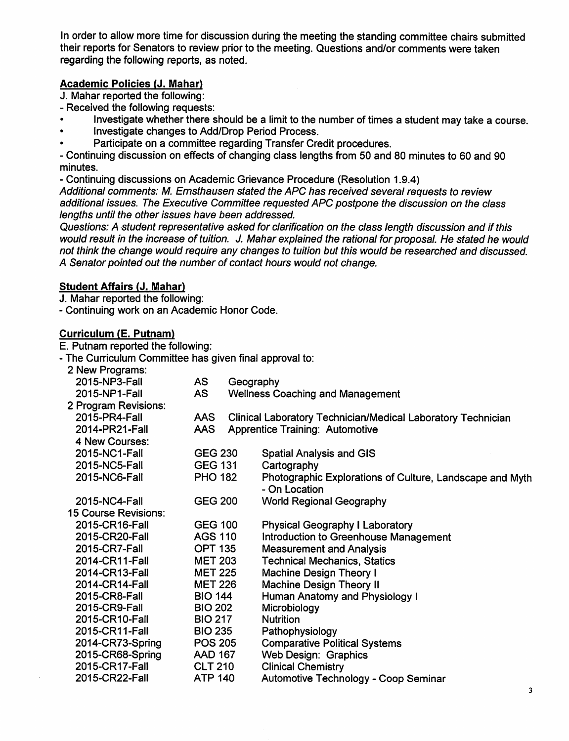In order to allow more time for discussion during the meeting the standing committee chairs submitted their reports for Senators to review prior to the meeting. Questions and/or comments were taken regarding the following reports, as noted.

### Academic Policies (J. Mahar)

J. Mahar reported the following:

- Received the following requests:
  - Investigate whether there should be a limit to the number of times a student may take a course.
  - Investigate changes to Add/Drop Period Process.
  - Participate on a committee regarding Transfer Credit procedures.
- Continuing discussion on effects of changing class lengths from 50 and 80 minutes to 60 and 90 minutes.
- Continuing discussions on Academic Grievance Procedure (Resolution 1.9.4)

*Additional comments: M. Ernsthausen stated the APC has received several requests to review additional issues. The Executive Committee requested APC postpone the discussion on the class lengths until the other issues have been addressed.*

*Questions: A student representative asked for clarification on the class length discussion and if this would result in the increase of tuition. J. Mahar explained the rational for proposal. He stated he would not think the change would require any changes to tuition but this would be researched and discussed. A Senator pointed out the number of contact hours would not change.*

### Student Affairs (J. Mahar)

J. Mahar reported the following:

- Continuing work on an Academic Honor Code.

### Curriculum (E. Putnam)

E. Putnam reported the following:

- The Curriculum Committee has given final approval to:

| | | |
|---|---|---|
| **2 New Programs:** | | |
| 2015-NP3-Fall | AS | Geography |
| 2015-NP1-Fall | AS | Wellness Coaching and Management |
| **2 Program Revisions:** | | |
| 2015-PR4-Fall | AAS | Clinical Laboratory Technician/Medical Laboratory Technician |
| 2014-PR21-Fall | AAS | Apprentice Training: Automotive |
| **4 New Courses:** | | |
| 2015-NC1-Fall | GEG 230 | Spatial Analysis and GIS |
| 2015-NC5-Fall | GEG 131 | Cartography |
| 2015-NC6-Fall | PHO 182 | Photographic Explorations of Culture, Landscape and Myth - On Location |
| 2015-NC4-Fall | GEG 200 | World Regional Geography |
| **15 Course Revisions:** | | |
| 2015-CR16-Fall | GEG 100 | Physical Geography I Laboratory |
| 2015-CR20-Fall | AGS 110 | Introduction to Greenhouse Management |
| 2015-CR7-Fall | OPT 135 | Measurement and Analysis |
| 2014-CR11-Fall | MET 203 | Technical Mechanics, Statics |
| 2014-CR13-Fall | MET 225 | Machine Design Theory I |
| 2014-CR14-Fall | MET 226 | Machine Design Theory II |
| 2015-CR8-Fall | BIO 144 | Human Anatomy and Physiology I |
| 2015-CR9-Fall | BIO 202 | Microbiology |
| 2015-CR10-Fall | BIO 217 | Nutrition |
| 2015-CR11-Fall | BIO 235 | Pathophysiology |
| 2014-CR73-Spring | POS 205 | Comparative Political Systems |
| 2015-CR68-Spring | AAD 167 | Web Design: Graphics |
| 2015-CR17-Fall | CLT 210 | Clinical Chemistry |
| 2015-CR22-Fall | ATP 140 | Automotive Technology - Coop Seminar |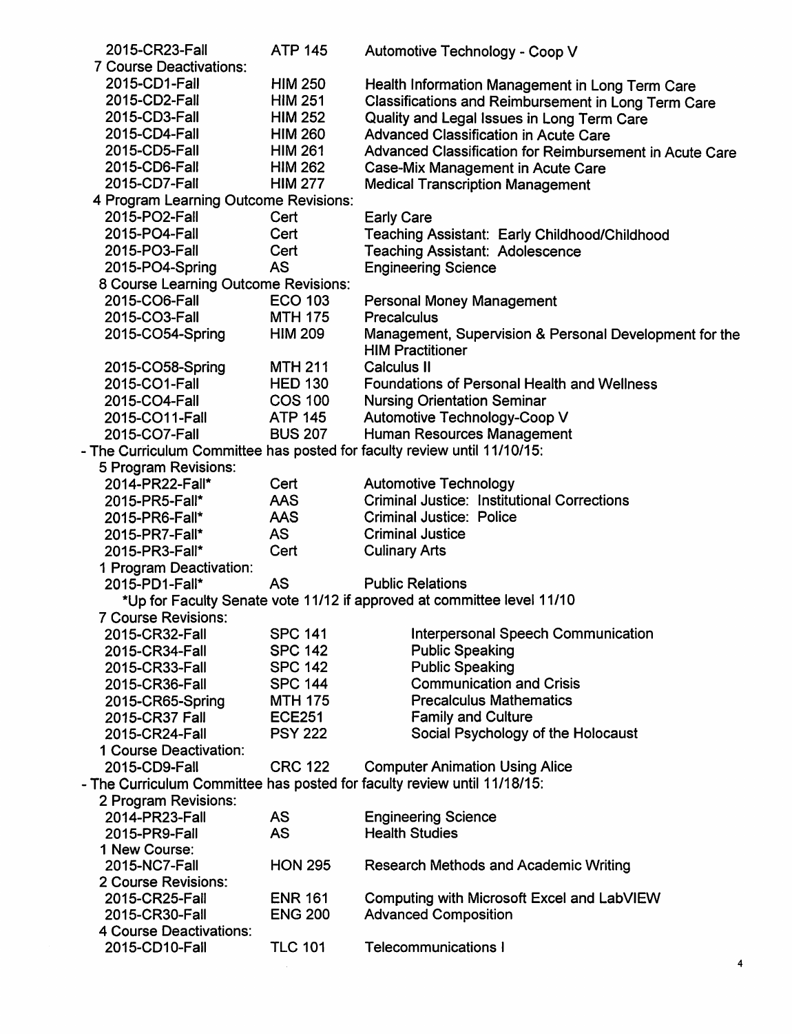2015-CR23-Fall ATP 145 Automotive Technology - Coop V

7 Course Deactivations:

| | | |
|---|---|---|
| 2015-CD1-Fall | HIM 250 | Health Information Management in Long Term Care |
| 2015-CD2-Fall | HIM 251 | Classifications and Reimbursement in Long Term Care |
| 2015-CD3-Fall | HIM 252 | Quality and Legal Issues in Long Term Care |
| 2015-CD4-Fall | HIM 260 | Advanced Classification in Acute Care |
| 2015-CD5-Fall | HIM 261 | Advanced Classification for Reimbursement in Acute Care |
| 2015-CD6-Fall | HIM 262 | Case-Mix Management in Acute Care |
| 2015-CD7-Fall | HIM 277 | Medical Transcription Management |

4 Program Learning Outcome Revisions:

| | | |
|---|---|---|
| 2015-PO2-Fall | Cert | Early Care |
| 2015-PO4-Fall | Cert | Teaching Assistant: Early Childhood/Childhood |
| 2015-PO3-Fall | Cert | Teaching Assistant: Adolescence |
| 2015-PO4-Spring | AS | Engineering Science |

8 Course Learning Outcome Revisions:

| | | |
|---|---|---|
| 2015-CO6-Fall | ECO 103 | Personal Money Management |
| 2015-CO3-Fall | MTH 175 | Precalculus |
| 2015-CO54-Spring | HIM 209 | Management, Supervision & Personal Development for the HIM Practitioner |
| 2015-CO58-Spring | MTH 211 | Calculus II |
| 2015-CO1-Fall | HED 130 | Foundations of Personal Health and Wellness |
| 2015-CO4-Fall | COS 100 | Nursing Orientation Seminar |
| 2015-CO11-Fall | ATP 145 | Automotive Technology-Coop V |
| 2015-CO7-Fall | BUS 207 | Human Resources Management |

- The Curriculum Committee has posted for faculty review until 11/10/15:

5 Program Revisions:

| | | |
|---|---|---|
| 2014-PR22-Fall* | Cert | Automotive Technology |
| 2015-PR5-Fall* | AAS | Criminal Justice: Institutional Corrections |
| 2015-PR6-Fall* | AAS | Criminal Justice: Police |
| 2015-PR7-Fall* | AS | Criminal Justice |
| 2015-PR3-Fall* | Cert | Culinary Arts |

1 Program Deactivation:

| | | |
|---|---|---|
| 2015-PD1-Fall* | AS | Public Relations |

*Up for Faculty Senate vote 11/12 if approved at committee level 11/10

7 Course Revisions:

| | | |
|---|---|---|
| 2015-CR32-Fall | SPC 141 | Interpersonal Speech Communication |
| 2015-CR34-Fall | SPC 142 | Public Speaking |
| 2015-CR33-Fall | SPC 142 | Public Speaking |
| 2015-CR36-Fall | SPC 144 | Communication and Crisis |
| 2015-CR65-Spring | MTH 175 | Precalculus Mathematics |
| 2015-CR37 Fall | ECE251 | Family and Culture |
| 2015-CR24-Fall | PSY 222 | Social Psychology of the Holocaust |

1 Course Deactivation:

| | | |
|---|---|---|
| 2015-CD9-Fall | CRC 122 | Computer Animation Using Alice |

- The Curriculum Committee has posted for faculty review until 11/18/15:

2 Program Revisions:

| | | |
|---|---|---|
| 2014-PR23-Fall | AS | Engineering Science |
| 2015-PR9-Fall | AS | Health Studies |

1 New Course:

| | | |
|---|---|---|
| 2015-NC7-Fall | HON 295 | Research Methods and Academic Writing |

2 Course Revisions:

| | | |
|---|---|---|
| 2015-CR25-Fall | ENR 161 | Computing with Microsoft Excel and LabVIEW |
| 2015-CR30-Fall | ENG 200 | Advanced Composition |

4 Course Deactivations:

| | | |
|---|---|---|
| 2015-CD10-Fall | TLC 101 | Telecommunications I |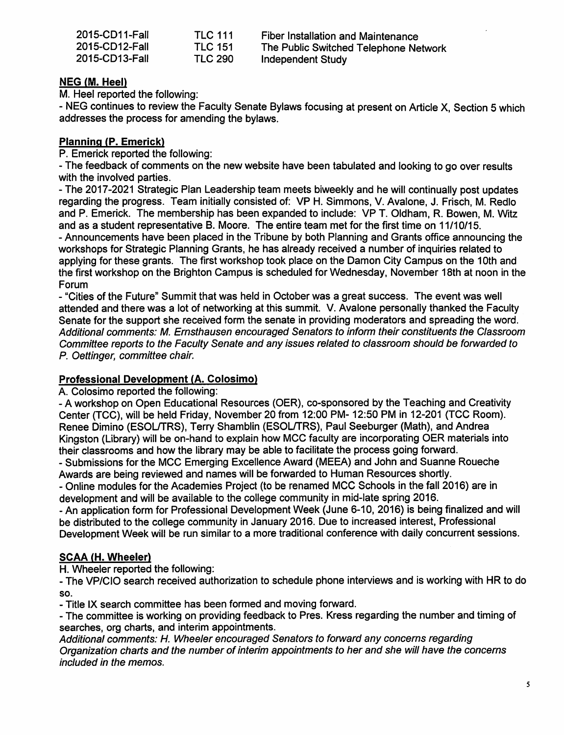| | | |
|---|---|---|
| 2015-CD11-Fall | TLC 111 | Fiber Installation and Maintenance |
| 2015-CD12-Fall | TLC 151 | The Public Switched Telephone Network |
| 2015-CD13-Fall | TLC 290 | Independent Study |

**NEG (M. Heel)**

M. Heel reported the following:

- NEG continues to review the Faculty Senate Bylaws focusing at present on Article X, Section 5 which addresses the process for amending the bylaws.

**Planning (P. Emerick)**

P. Emerick reported the following:

- The feedback of comments on the new website have been tabulated and looking to go over results with the involved parties.
- The 2017-2021 Strategic Plan Leadership team meets biweekly and he will continually post updates regarding the progress. Team initially consisted of: VP H. Simmons, V. Avalone, J. Frisch, M. Redlo and P. Emerick. The membership has been expanded to include: VP T. Oldham, R. Bowen, M. Witz and as a student representative B. Moore. The entire team met for the first time on 11/10/15.
- Announcements have been placed in the Tribune by both Planning and Grants office announcing the workshops for Strategic Planning Grants, he has already received a number of inquiries related to applying for these grants. The first workshop took place on the Damon City Campus on the 10th and the first workshop on the Brighton Campus is scheduled for Wednesday, November 18th at noon in the Forum
- "Cities of the Future" Summit that was held in October was a great success. The event was well attended and there was a lot of networking at this summit. V. Avalone personally thanked the Faculty Senate for the support she received form the senate in providing moderators and spreading the word.

*Additional comments: M. Ernsthausen encouraged Senators to inform their constituents the Classroom Committee reports to the Faculty Senate and any issues related to classroom should be forwarded to P. Oettinger, committee chair.*

**Professional Development (A. Colosimo)**

A. Colosimo reported the following:

- A workshop on Open Educational Resources (OER), co-sponsored by the Teaching and Creativity Center (TCC), will be held Friday, November 20 from 12:00 PM- 12:50 PM in 12-201 (TCC Room). Renee Dimino (ESOL/TRS), Terry Shamblin (ESOL/TRS), Paul Seeburger (Math), and Andrea Kingston (Library) will be on-hand to explain how MCC faculty are incorporating OER materials into their classrooms and how the library may be able to facilitate the process going forward.
- Submissions for the MCC Emerging Excellence Award (MEEA) and John and Suanne Roueche Awards are being reviewed and names will be forwarded to Human Resources shortly.
- Online modules for the Academies Project (to be renamed MCC Schools in the fall 2016) are in development and will be available to the college community in mid-late spring 2016.
- An application form for Professional Development Week (June 6-10, 2016) is being finalized and will be distributed to the college community in January 2016. Due to increased interest, Professional Development Week will be run similar to a more traditional conference with daily concurrent sessions.

**SCAA (H. Wheeler)**

H. Wheeler reported the following:

- The VP/CIO search received authorization to schedule phone interviews and is working with HR to do so.
- Title IX search committee has been formed and moving forward.
- The committee is working on providing feedback to Pres. Kress regarding the number and timing of searches, org charts, and interim appointments.

*Additional comments: H. Wheeler encouraged Senators to forward any concerns regarding Organization charts and the number of interim appointments to her and she will have the concerns included in the memos.*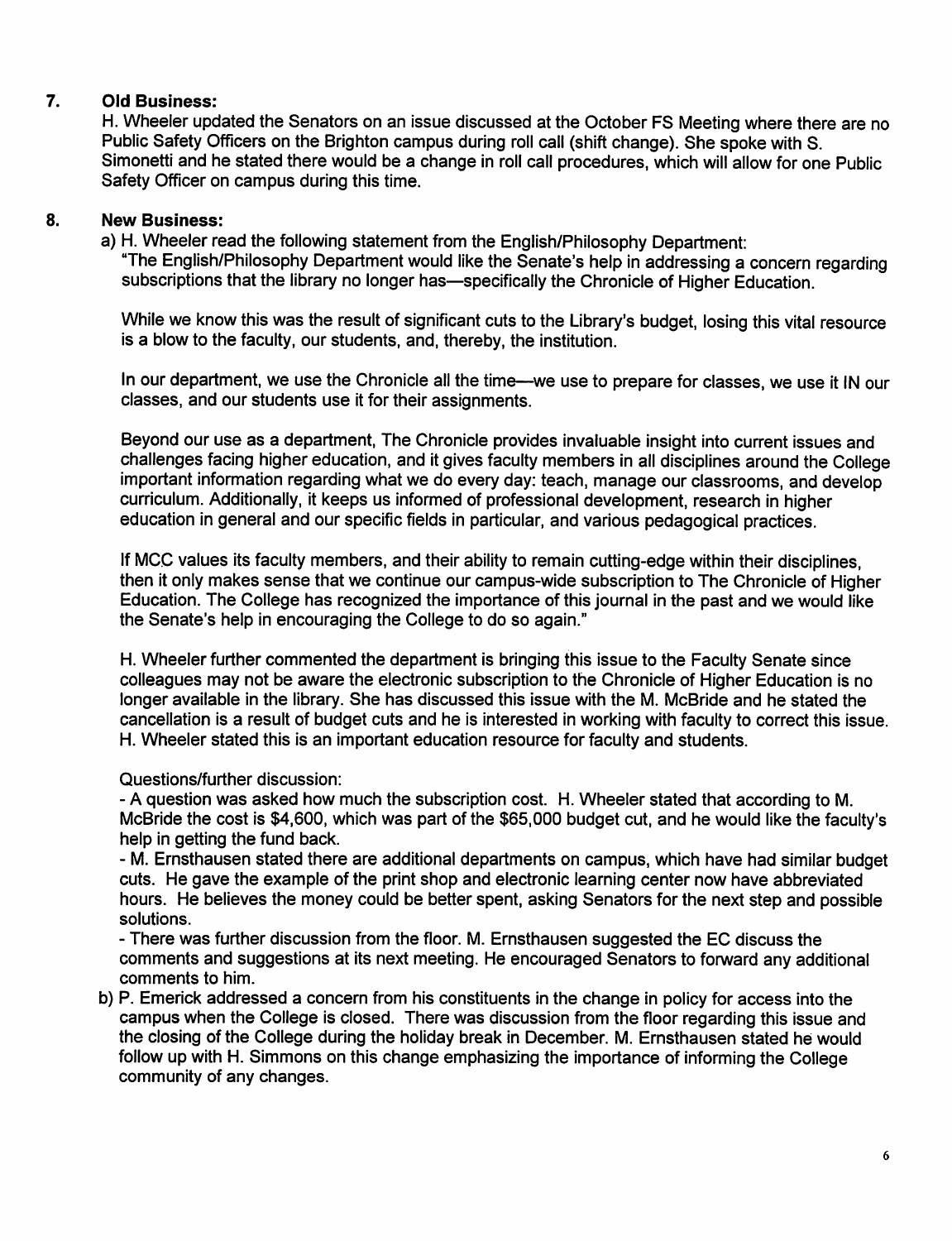## 7. Old Business:

H. Wheeler updated the Senators on an issue discussed at the October FS Meeting where there are no Public Safety Officers on the Brighton campus during roll call (shift change). She spoke with S. Simonetti and he stated there would be a change in roll call procedures, which will allow for one Public Safety Officer on campus during this time.

## 8. New Business:

a) H. Wheeler read the following statement from the English/Philosophy Department:
"The English/Philosophy Department would like the Senate's help in addressing a concern regarding subscriptions that the library no longer has—specifically the Chronicle of Higher Education.

While we know this was the result of significant cuts to the Library's budget, losing this vital resource is a blow to the faculty, our students, and, thereby, the institution.

In our department, we use the Chronicle all the time—we use to prepare for classes, we use it IN our classes, and our students use it for their assignments.

Beyond our use as a department, The Chronicle provides invaluable insight into current issues and challenges facing higher education, and it gives faculty members in all disciplines around the College important information regarding what we do every day: teach, manage our classrooms, and develop curriculum. Additionally, it keeps us informed of professional development, research in higher education in general and our specific fields in particular, and various pedagogical practices.

If MCC values its faculty members, and their ability to remain cutting-edge within their disciplines, then it only makes sense that we continue our campus-wide subscription to The Chronicle of Higher Education. The College has recognized the importance of this journal in the past and we would like the Senate's help in encouraging the College to do so again."

H. Wheeler further commented the department is bringing this issue to the Faculty Senate since colleagues may not be aware the electronic subscription to the Chronicle of Higher Education is no longer available in the library. She has discussed this issue with the M. McBride and he stated the cancellation is a result of budget cuts and he is interested in working with faculty to correct this issue. H. Wheeler stated this is an important education resource for faculty and students.

Questions/further discussion:
- A question was asked how much the subscription cost. H. Wheeler stated that according to M. McBride the cost is $4,600, which was part of the $65,000 budget cut, and he would like the faculty's help in getting the fund back.
- M. Ernsthausen stated there are additional departments on campus, which have had similar budget cuts. He gave the example of the print shop and electronic learning center now have abbreviated hours. He believes the money could be better spent, asking Senators for the next step and possible solutions.
- There was further discussion from the floor. M. Ernsthausen suggested the EC discuss the comments and suggestions at its next meeting. He encouraged Senators to forward any additional comments to him.

b) P. Emerick addressed a concern from his constituents in the change in policy for access into the campus when the College is closed. There was discussion from the floor regarding this issue and the closing of the College during the holiday break in December. M. Ernsthausen stated he would follow up with H. Simmons on this change emphasizing the importance of informing the College community of any changes.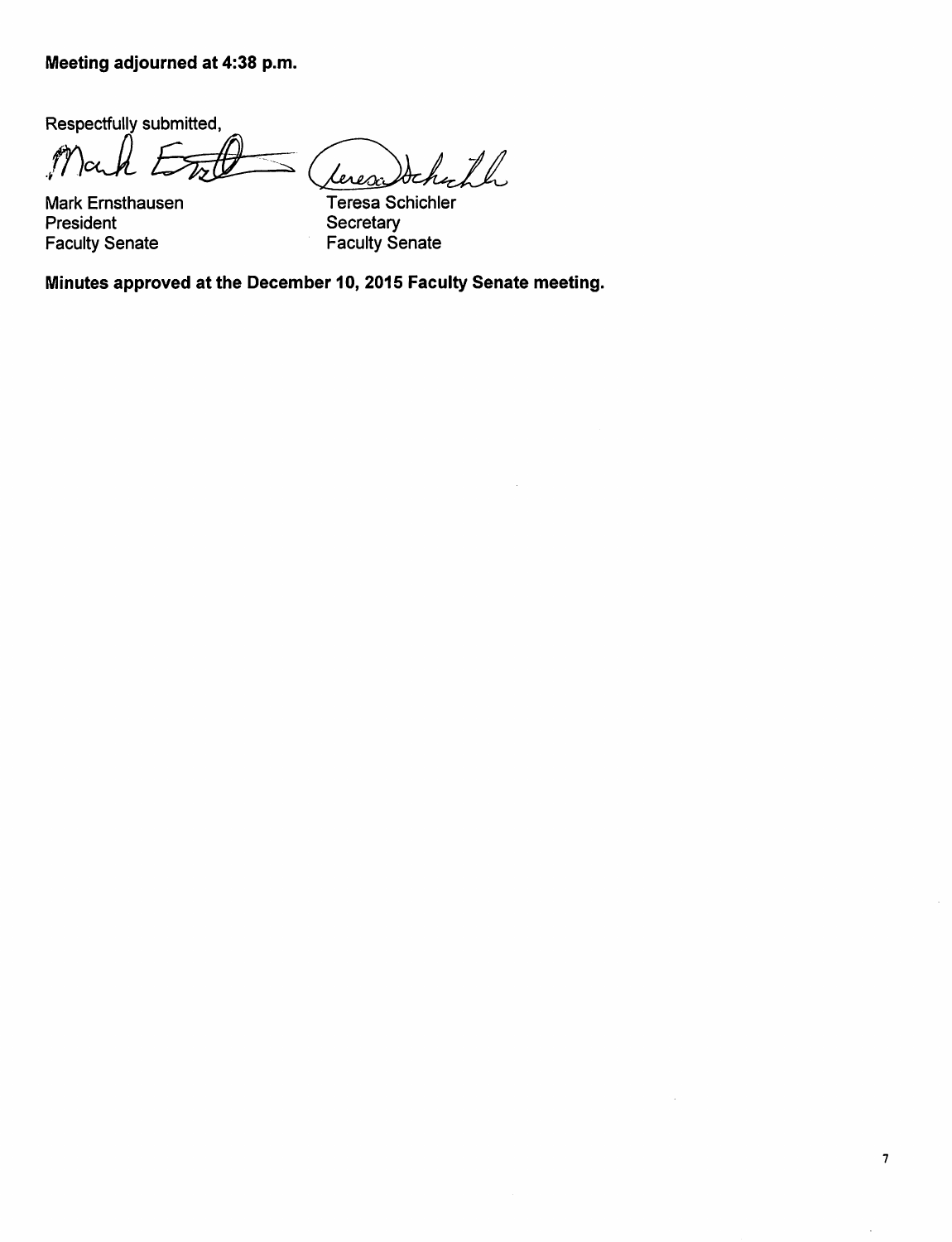**Meeting adjourned at 4:38 p.m.**

Respectfully submitted,

Mark Ernsthausen
President
Faculty Senate

Teresa Schichler
Secretary
Faculty Senate

**Minutes approved at the December 10, 2015 Faculty Senate meeting.**